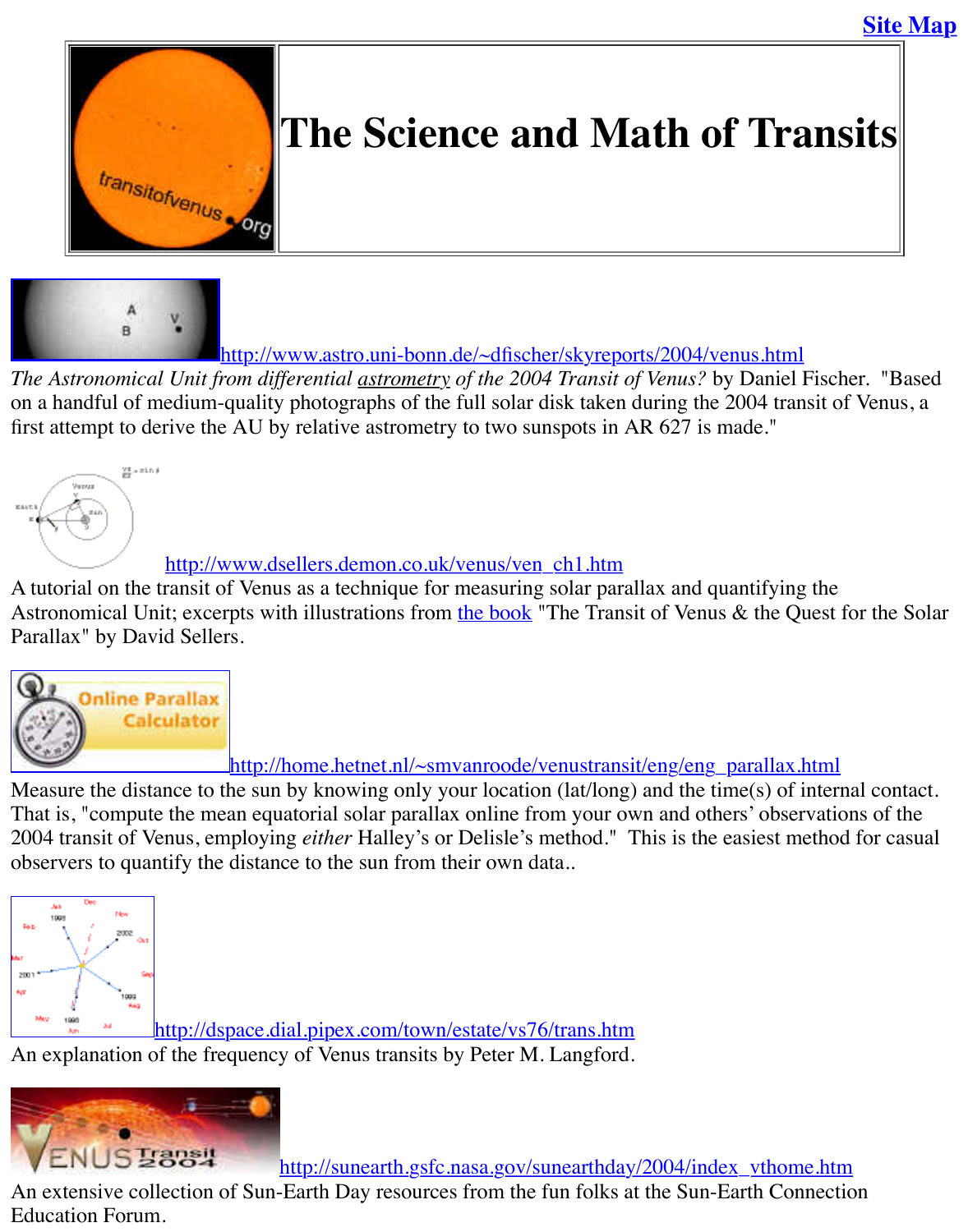Site Map

# The Science and Math of Transits

http://www.astro.uni-bonn.de/~dfischer/skyreports/2004/venus.html

*The Astronomical Unit from differential astrometry of the 2004 Transit of Venus?* by Daniel Fischer. "Based on a handful of medium-quality photographs of the full solar disk taken during the 2004 transit of Venus, a first attempt to derive the AU by relative astrometry to two sunspots in AR 627 is made."

http://www.dsellers.demon.co.uk/venus/ven_ch1.htm

A tutorial on the transit of Venus as a technique for measuring solar parallax and quantifying the Astronomical Unit; excerpts with illustrations from the book "The Transit of Venus & the Quest for the Solar Parallax" by David Sellers.

http://home.hetnet.nl/~smvanroode/venustransit/eng/eng_parallax.html

Measure the distance to the sun by knowing only your location (lat/long) and the time(s) of internal contact. That is, "compute the mean equatorial solar parallax online from your own and others' observations of the 2004 transit of Venus, employing *either* Halley's or Delisle's method." This is the easiest method for casual observers to quantify the distance to the sun from their own data..

http://dspace.dial.pipex.com/town/estate/vs76/trans.htm

An explanation of the frequency of Venus transits by Peter M. Langford.

http://sunearth.gsfc.nasa.gov/sunearthday/2004/index_vthome.htm

An extensive collection of Sun-Earth Day resources from the fun folks at the Sun-Earth Connection Education Forum.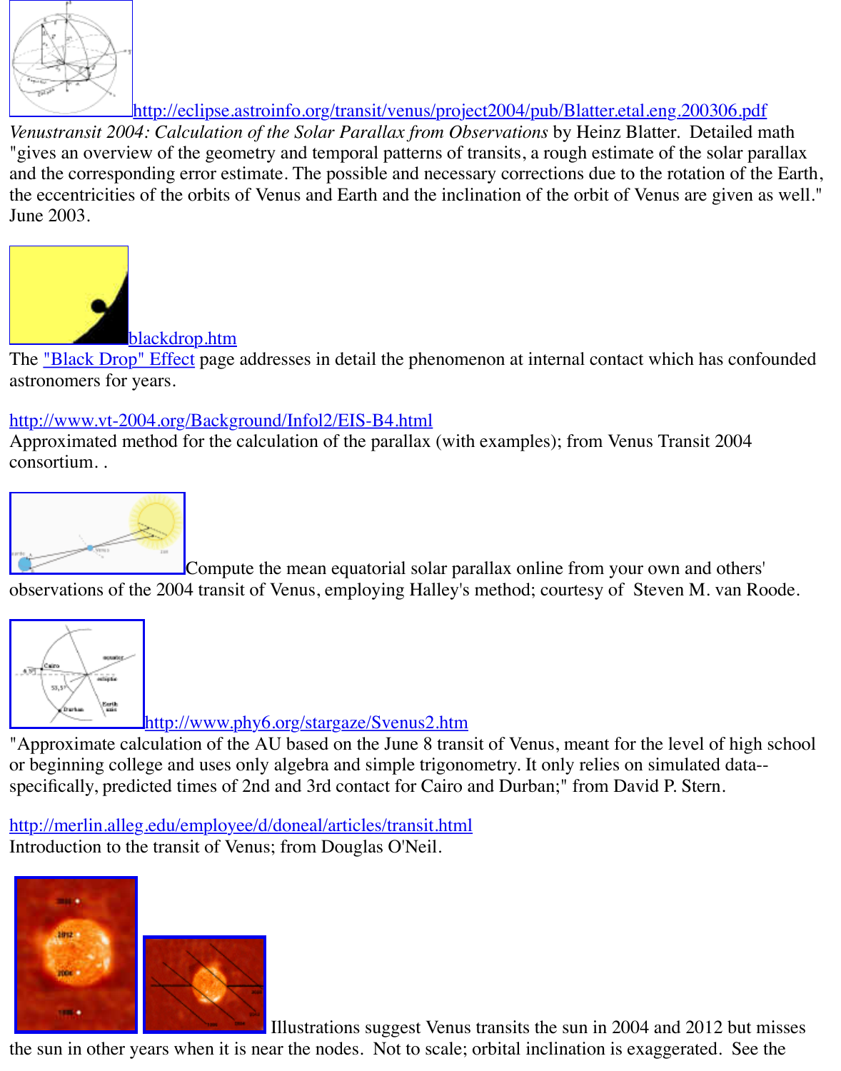http://eclipse.astroinfo.org/transit/venus/project2004/pub/Blatter.etal.eng.200306.pdf
*Venustransit 2004: Calculation of the Solar Parallax from Observations* by Heinz Blatter. Detailed math "gives an overview of the geometry and temporal patterns of transits, a rough estimate of the solar parallax and the corresponding error estimate. The possible and necessary corrections due to the rotation of the Earth, the eccentricities of the orbits of Venus and Earth and the inclination of the orbit of Venus are given as well." June 2003.

blackdrop.htm
The "Black Drop" Effect page addresses in detail the phenomenon at internal contact which has confounded astronomers for years.

http://www.vt-2004.org/Background/Infol2/EIS-B4.html
Approximated method for the calculation of the parallax (with examples); from Venus Transit 2004 consortium. .

Compute the mean equatorial solar parallax online from your own and others' observations of the 2004 transit of Venus, employing Halley's method; courtesy of Steven M. van Roode.

http://www.phy6.org/stargaze/Svenus2.htm
"Approximate calculation of the AU based on the June 8 transit of Venus, meant for the level of high school or beginning college and uses only algebra and simple trigonometry. It only relies on simulated data-- specifically, predicted times of 2nd and 3rd contact for Cairo and Durban;" from David P. Stern.

http://merlin.alleg.edu/employee/d/doneal/articles/transit.html
Introduction to the transit of Venus; from Douglas O'Neil.

Illustrations suggest Venus transits the sun in 2004 and 2012 but misses the sun in other years when it is near the nodes. Not to scale; orbital inclination is exaggerated. See the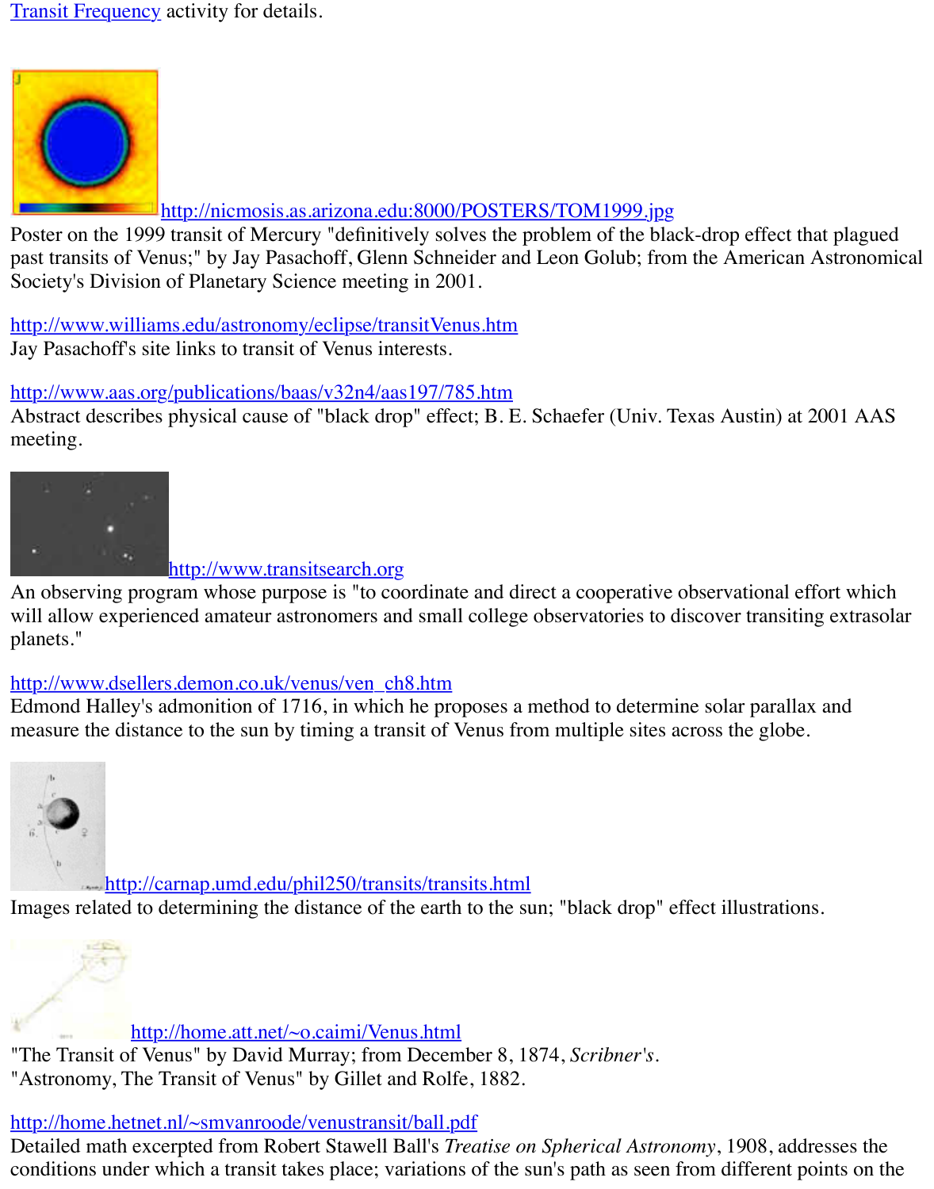Transit Frequency activity for details.

http://nicmosis.as.arizona.edu:8000/POSTERS/TOM1999.jpg
Poster on the 1999 transit of Mercury "definitively solves the problem of the black-drop effect that plagued past transits of Venus;" by Jay Pasachoff, Glenn Schneider and Leon Golub; from the American Astronomical Society's Division of Planetary Science meeting in 2001.

http://www.williams.edu/astronomy/eclipse/transitVenus.htm
Jay Pasachoff's site links to transit of Venus interests.

http://www.aas.org/publications/baas/v32n4/aas197/785.htm
Abstract describes physical cause of "black drop" effect; B. E. Schaefer (Univ. Texas Austin) at 2001 AAS meeting.

http://www.transitsearch.org
An observing program whose purpose is "to coordinate and direct a cooperative observational effort which will allow experienced amateur astronomers and small college observatories to discover transiting extrasolar planets."

http://www.dsellers.demon.co.uk/venus/ven_ch8.htm
Edmond Halley's admonition of 1716, in which he proposes a method to determine solar parallax and measure the distance to the sun by timing a transit of Venus from multiple sites across the globe.

http://carnap.umd.edu/phil250/transits/transits.html
Images related to determining the distance of the earth to the sun; "black drop" effect illustrations.

http://home.att.net/~o.caimi/Venus.html
"The Transit of Venus" by David Murray; from December 8, 1874, *Scribner's*.
"Astronomy, The Transit of Venus" by Gillet and Rolfe, 1882.

http://home.hetnet.nl/~smvanroode/venustransit/ball.pdf
Detailed math excerpted from Robert Stawell Ball's *Treatise on Spherical Astronomy*, 1908, addresses the conditions under which a transit takes place; variations of the sun's path as seen from different points on the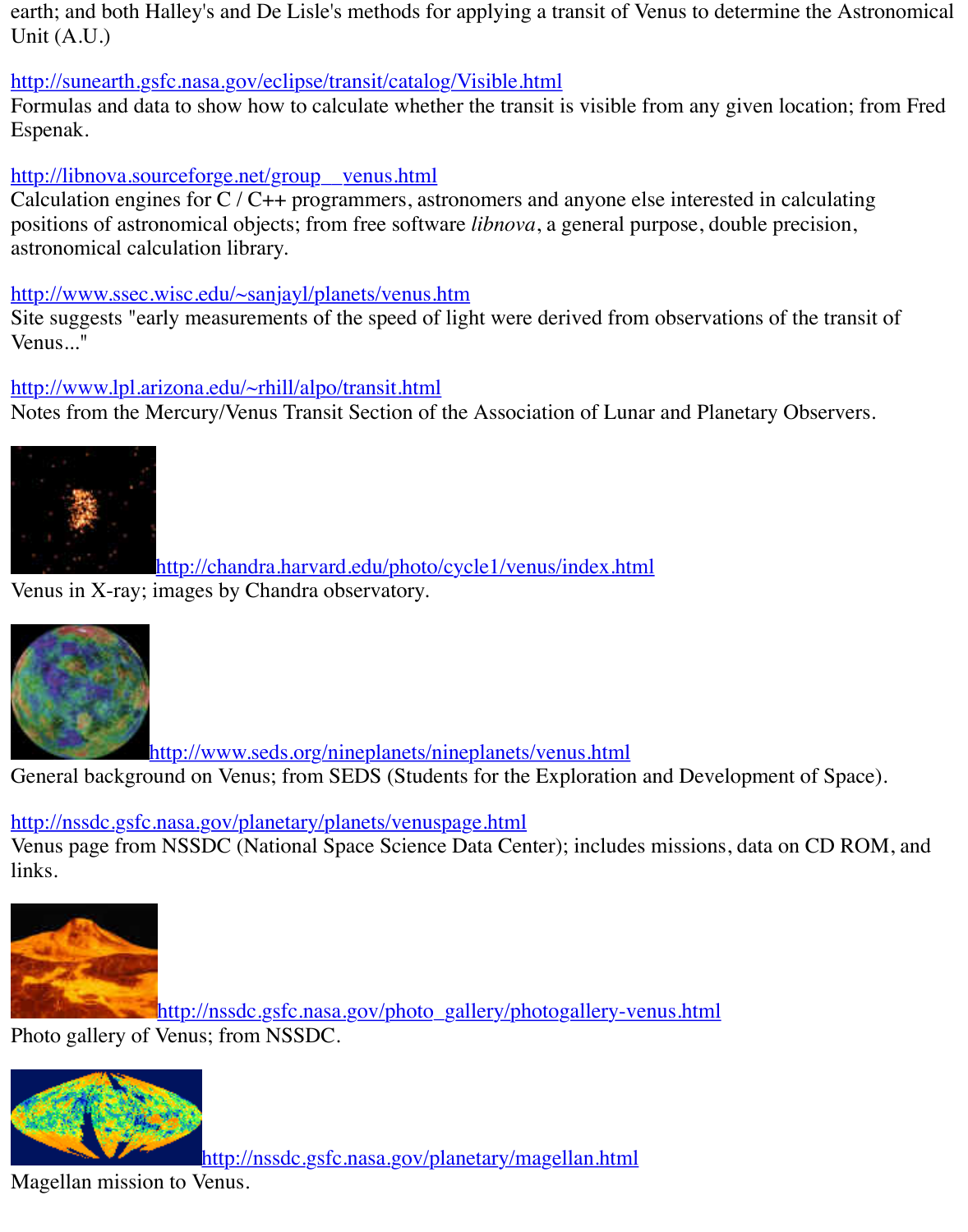earth; and both Halley's and De Lisle's methods for applying a transit of Venus to determine the Astronomical Unit (A.U.)

http://sunearth.gsfc.nasa.gov/eclipse/transit/catalog/Visible.html
Formulas and data to show how to calculate whether the transit is visible from any given location; from Fred Espenak.

http://libnova.sourceforge.net/group__venus.html
Calculation engines for C / C++ programmers, astronomers and anyone else interested in calculating positions of astronomical objects; from free software *libnova*, a general purpose, double precision, astronomical calculation library.

http://www.ssec.wisc.edu/~sanjayl/planets/venus.htm
Site suggests "early measurements of the speed of light were derived from observations of the transit of Venus..."

http://www.lpl.arizona.edu/~rhill/alpo/transit.html
Notes from the Mercury/Venus Transit Section of the Association of Lunar and Planetary Observers.

http://chandra.harvard.edu/photo/cycle1/venus/index.html
Venus in X-ray; images by Chandra observatory.

http://www.seds.org/nineplanets/nineplanets/venus.html
General background on Venus; from SEDS (Students for the Exploration and Development of Space).

http://nssdc.gsfc.nasa.gov/planetary/planets/venuspage.html
Venus page from NSSDC (National Space Science Data Center); includes missions, data on CD ROM, and links.

http://nssdc.gsfc.nasa.gov/photo_gallery/photogallery-venus.html
Photo gallery of Venus; from NSSDC.

http://nssdc.gsfc.nasa.gov/planetary/magellan.html
Magellan mission to Venus.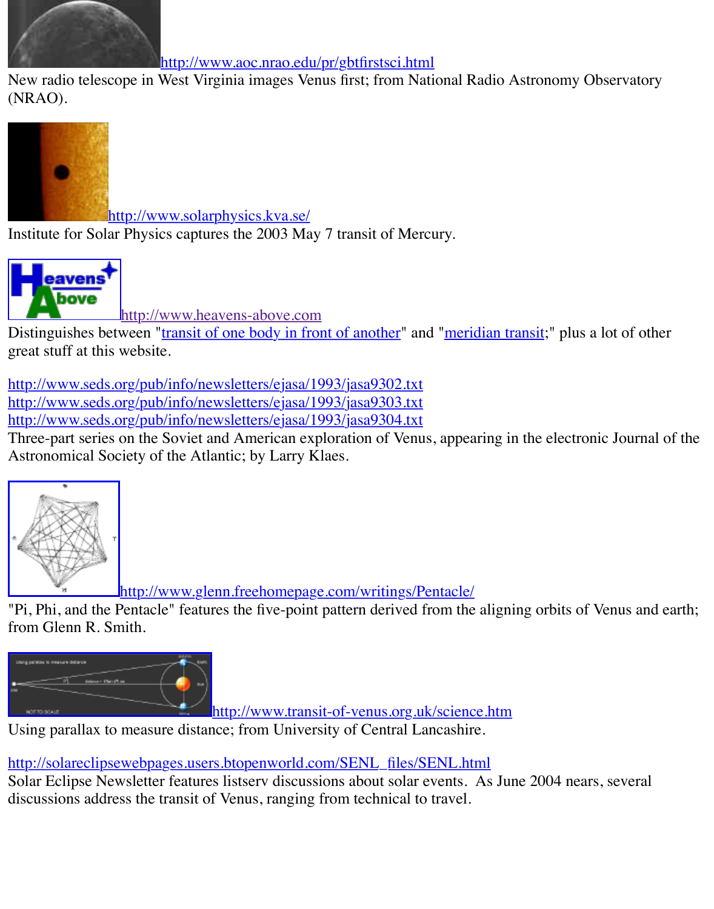http://www.aoc.nrao.edu/pr/gbtfirstsci.html
New radio telescope in West Virginia images Venus first; from National Radio Astronomy Observatory (NRAO).

http://www.solarphysics.kva.se/
Institute for Solar Physics captures the 2003 May 7 transit of Mercury.

http://www.heavens-above.com
Distinguishes between "transit of one body in front of another" and "meridian transit;" plus a lot of other great stuff at this website.

http://www.seds.org/pub/info/newsletters/ejasa/1993/jasa9302.txt
http://www.seds.org/pub/info/newsletters/ejasa/1993/jasa9303.txt
http://www.seds.org/pub/info/newsletters/ejasa/1993/jasa9304.txt
Three-part series on the Soviet and American exploration of Venus, appearing in the electronic Journal of the Astronomical Society of the Atlantic; by Larry Klaes.

http://www.glenn.freehomepage.com/writings/Pentacle/
"Pi, Phi, and the Pentacle" features the five-point pattern derived from the aligning orbits of Venus and earth; from Glenn R. Smith.

http://www.transit-of-venus.org.uk/science.htm
Using parallax to measure distance; from University of Central Lancashire.

http://solareclipsewebpages.users.btopenworld.com/SENL_files/SENL.html
Solar Eclipse Newsletter features listserv discussions about solar events. As June 2004 nears, several discussions address the transit of Venus, ranging from technical to travel.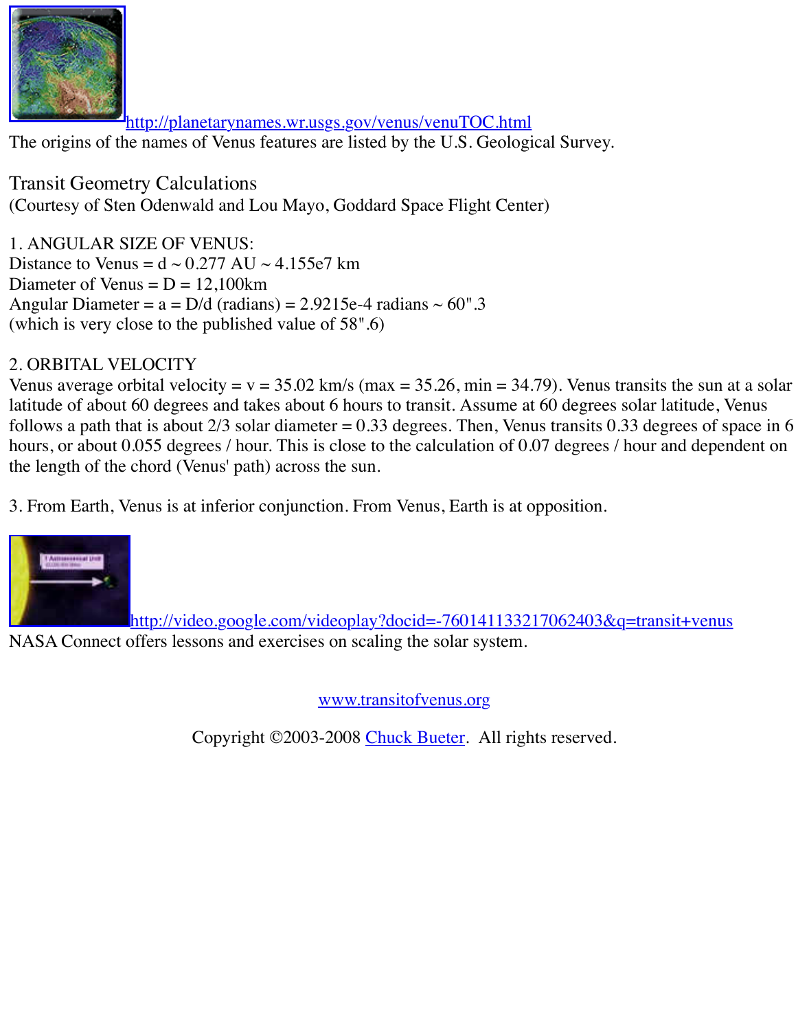http://planetarynames.wr.usgs.gov/venus/venuTOC.html
The origins of the names of Venus features are listed by the U.S. Geological Survey.

## Transit Geometry Calculations

(Courtesy of Sten Odenwald and Lou Mayo, Goddard Space Flight Center)

1. ANGULAR SIZE OF VENUS:
Distance to Venus = d ~ 0.277 AU ~ 4.155e7 km
Diameter of Venus = D = 12,100km
Angular Diameter = a = D/d (radians) = 2.9215e-4 radians ~ 60".3
(which is very close to the published value of 58".6)

2. ORBITAL VELOCITY
Venus average orbital velocity = v = 35.02 km/s (max = 35.26, min = 34.79). Venus transits the sun at a solar latitude of about 60 degrees and takes about 6 hours to transit. Assume at 60 degrees solar latitude, Venus follows a path that is about 2/3 solar diameter = 0.33 degrees. Then, Venus transits 0.33 degrees of space in 6 hours, or about 0.055 degrees / hour. This is close to the calculation of 0.07 degrees / hour and dependent on the length of the chord (Venus' path) across the sun.

3. From Earth, Venus is at inferior conjunction. From Venus, Earth is at opposition.

http://video.google.com/videoplay?docid=-7601411332170624038q=transit+venus
NASA Connect offers lessons and exercises on scaling the solar system.

www.transitofvenus.org

Copyright ©2003-2008 Chuck Bueter. All rights reserved.